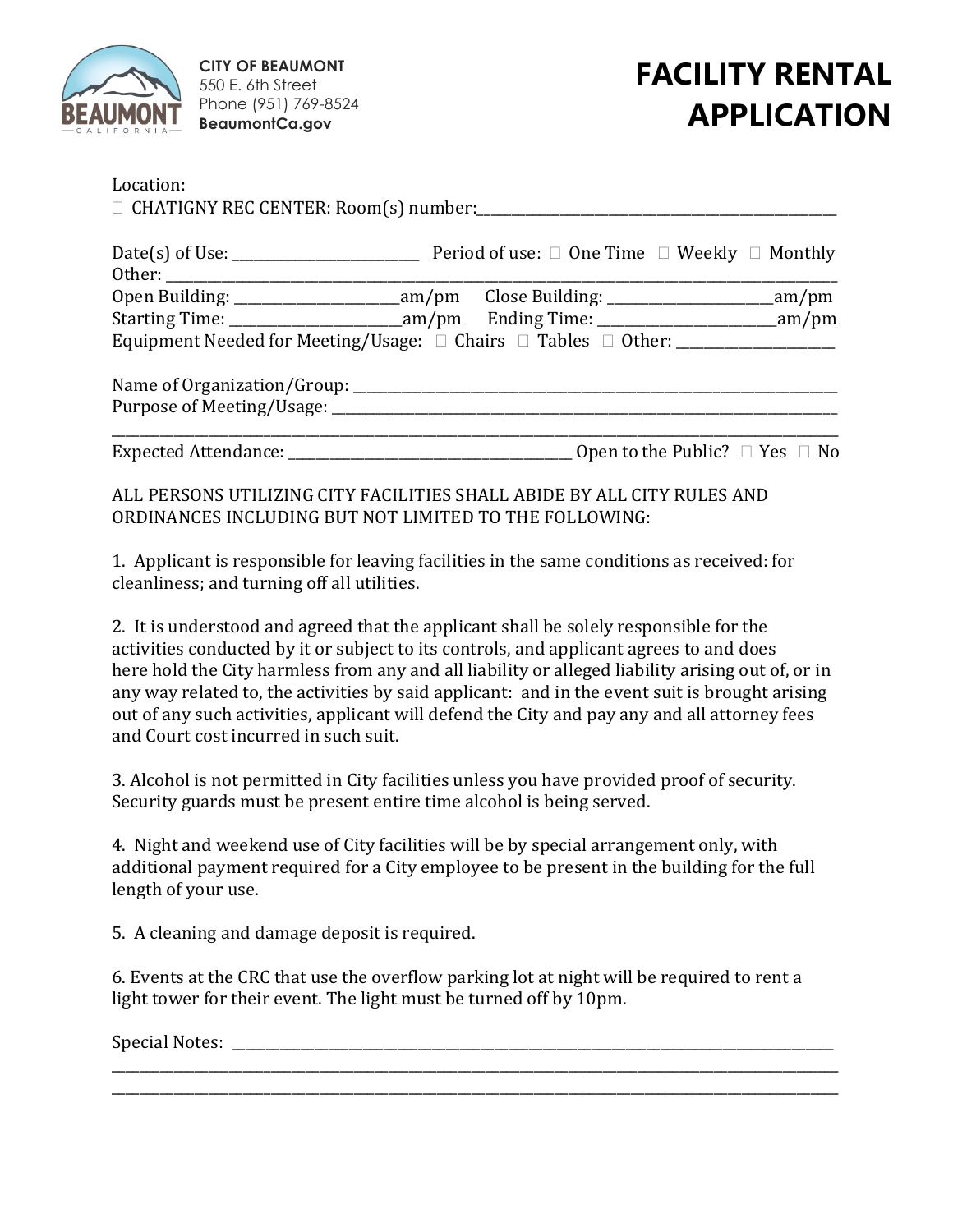CITY OF BEAUMONT
550 E. 6th Street
Phone (951) 769-8524
BeaumontCa.gov

# FACILITY RENTAL APPLICATION

Location:
☐ CHATIGNY REC CENTER: Room(s) number:______________________________________________

Date(s) of Use: ________________________ Period of use: ☐ One Time ☐ Weekly ☐ Monthly
Other: ________________________________________________________________________________
Open Building: ______________________am/pm Close Building: ______________________am/pm
Starting Time: ______________________am/pm Ending Time: ______________________am/pm
Equipment Needed for Meeting/Usage: ☐ Chairs ☐ Tables ☐ Other: ____________________

Name of Organization/Group: ____________________________________________________________
Purpose of Meeting/Usage: ______________________________________________________________
________________________________________________________________________________________
Expected Attendance: ____________________________________ Open to the Public? ☐ Yes ☐ No

ALL PERSONS UTILIZING CITY FACILITIES SHALL ABIDE BY ALL CITY RULES AND ORDINANCES INCLUDING BUT NOT LIMITED TO THE FOLLOWING:

1. Applicant is responsible for leaving facilities in the same conditions as received: for cleanliness; and turning off all utilities.

2. It is understood and agreed that the applicant shall be solely responsible for the activities conducted by it or subject to its controls, and applicant agrees to and does here hold the City harmless from any and all liability or alleged liability arising out of, or in any way related to, the activities by said applicant: and in the event suit is brought arising out of any such activities, applicant will defend the City and pay any and all attorney fees and Court cost incurred in such suit.

3. Alcohol is not permitted in City facilities unless you have provided proof of security. Security guards must be present entire time alcohol is being served.

4. Night and weekend use of City facilities will be by special arrangement only, with additional payment required for a City employee to be present in the building for the full length of your use.

5. A cleaning and damage deposit is required.

6. Events at the CRC that use the overflow parking lot at night will be required to rent a light tower for their event. The light must be turned off by 10pm.

Special Notes: _________________________________________________________________________
________________________________________________________________________________________
________________________________________________________________________________________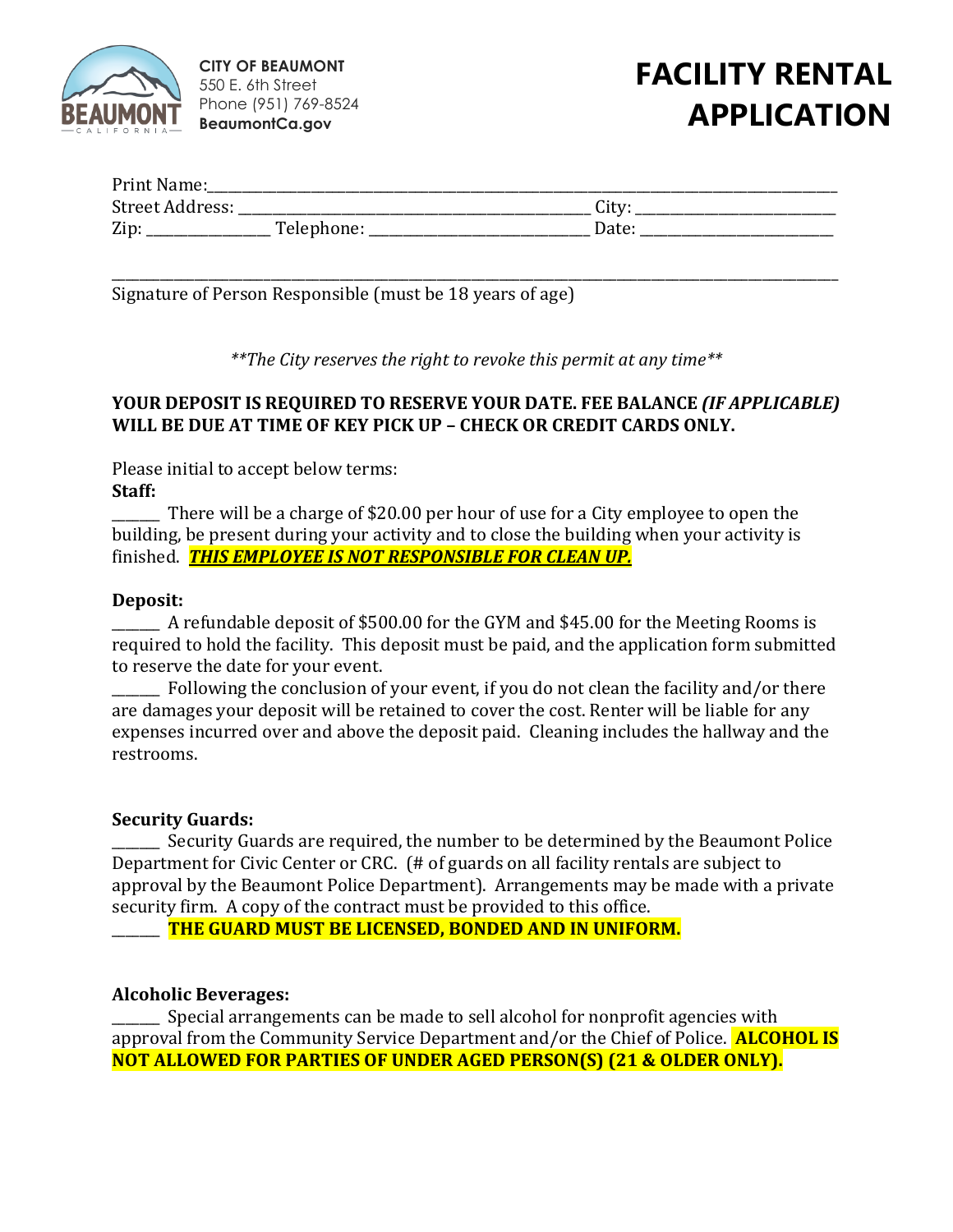CITY OF BEAUMONT
550 E. 6th Street
Phone (951) 769-8524
**BeaumontCa.gov**

# FACILITY RENTAL APPLICATION

Print Name:______________________________________________________________________________
Street Address: ___________________________________________ City: _________________________
Zip: _______________ Telephone: ____________________________ Date: ________________________

_____________________________________________________________________________________
Signature of Person Responsible (must be 18 years of age)

*\*\*The City reserves the right to revoke this permit at any time\*\**

**YOUR DEPOSIT IS REQUIRED TO RESERVE YOUR DATE. FEE BALANCE *(IF APPLICABLE)* WILL BE DUE AT TIME OF KEY PICK UP – CHECK OR CREDIT CARDS ONLY.**

Please initial to accept below terms:

**Staff:**

______ There will be a charge of $20.00 per hour of use for a City employee to open the building, be present during your activity and to close the building when your activity is finished. ***THIS EMPLOYEE IS NOT RESPONSIBLE FOR CLEAN UP.***

**Deposit:**

______ A refundable deposit of $500.00 for the GYM and $45.00 for the Meeting Rooms is required to hold the facility. This deposit must be paid, and the application form submitted to reserve the date for your event.

______ Following the conclusion of your event, if you do not clean the facility and/or there are damages your deposit will be retained to cover the cost. Renter will be liable for any expenses incurred over and above the deposit paid. Cleaning includes the hallway and the restrooms.

**Security Guards:**

______ Security Guards are required, the number to be determined by the Beaumont Police Department for Civic Center or CRC. (# of guards on all facility rentals are subject to approval by the Beaumont Police Department). Arrangements may be made with a private security firm. A copy of the contract must be provided to this office.

______ **THE GUARD MUST BE LICENSED, BONDED AND IN UNIFORM.**

**Alcoholic Beverages:**

______ Special arrangements can be made to sell alcohol for nonprofit agencies with approval from the Community Service Department and/or the Chief of Police. **ALCOHOL IS NOT ALLOWED FOR PARTIES OF UNDER AGED PERSON(S) (21 & OLDER ONLY).**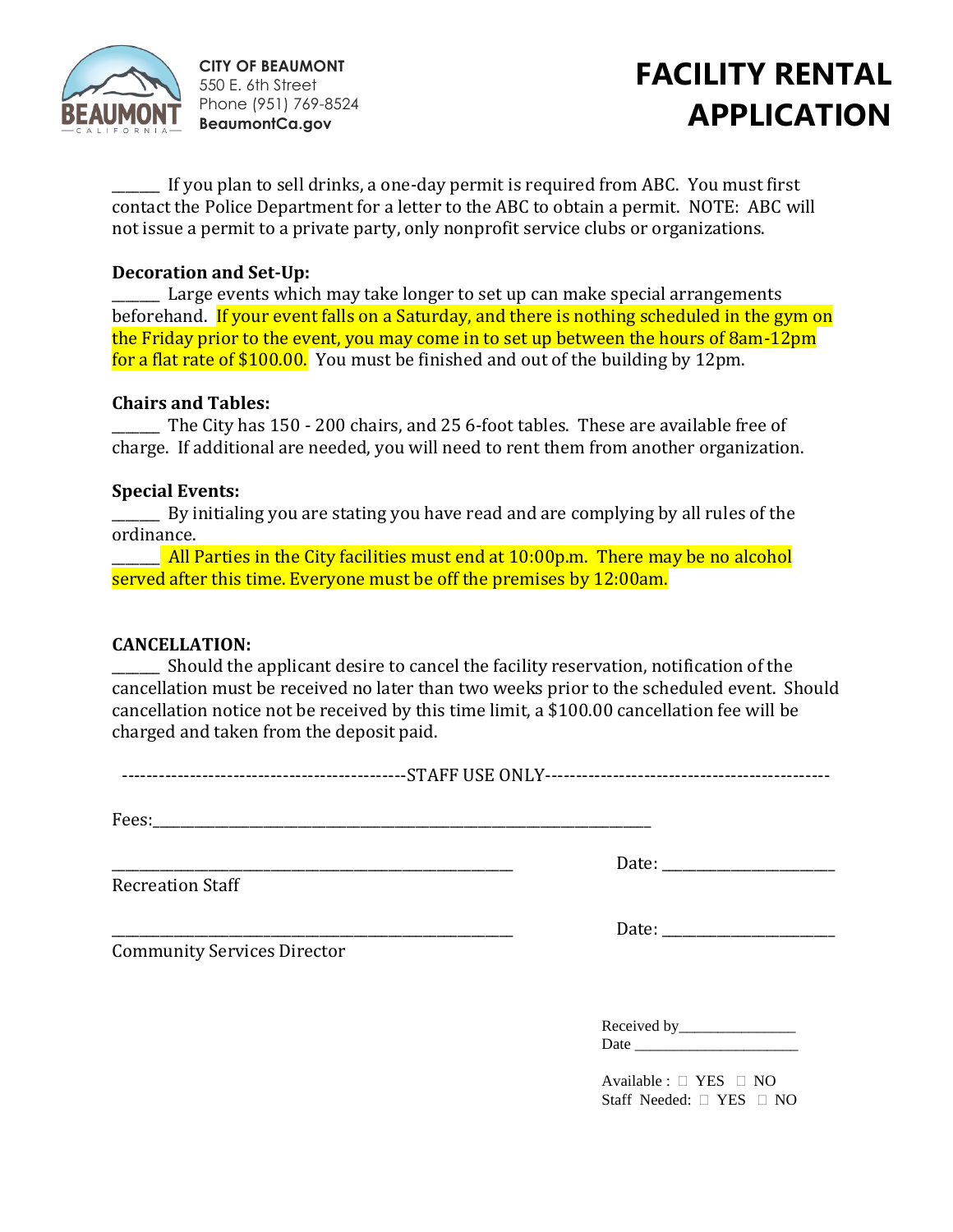CITY OF BEAUMONT
550 E. 6th Street
Phone (951) 769-8524
BeaumontCa.gov

# FACILITY RENTAL APPLICATION

______ If you plan to sell drinks, a one-day permit is required from ABC. You must first contact the Police Department for a letter to the ABC to obtain a permit. NOTE: ABC will not issue a permit to a private party, only nonprofit service clubs or organizations.

**Decoration and Set-Up:**

______ Large events which may take longer to set up can make special arrangements beforehand. If your event falls on a Saturday, and there is nothing scheduled in the gym on the Friday prior to the event, you may come in to set up between the hours of 8am-12pm for a flat rate of $100.00. You must be finished and out of the building by 12pm.

**Chairs and Tables:**

______ The City has 150 - 200 chairs, and 25 6-foot tables. These are available free of charge. If additional are needed, you will need to rent them from another organization.

**Special Events:**

______ By initialing you are stating you have read and are complying by all rules of the ordinance.

______ All Parties in the City facilities must end at 10:00p.m. There may be no alcohol served after this time. Everyone must be off the premises by 12:00am.

**CANCELLATION:**

______ Should the applicant desire to cancel the facility reservation, notification of the cancellation must be received no later than two weeks prior to the scheduled event. Should cancellation notice not be received by this time limit, a $100.00 cancellation fee will be charged and taken from the deposit paid.

---------------------------------------------STAFF USE ONLY---------------------------------------------

Fees:______________________________________________________________________

______________________________________________________ Date: ______________________

Recreation Staff

______________________________________________________ Date: ______________________

Community Services Director

Received by________________
Date ______________________

Available : ☐ YES ☐ NO
Staff Needed: ☐ YES ☐ NO